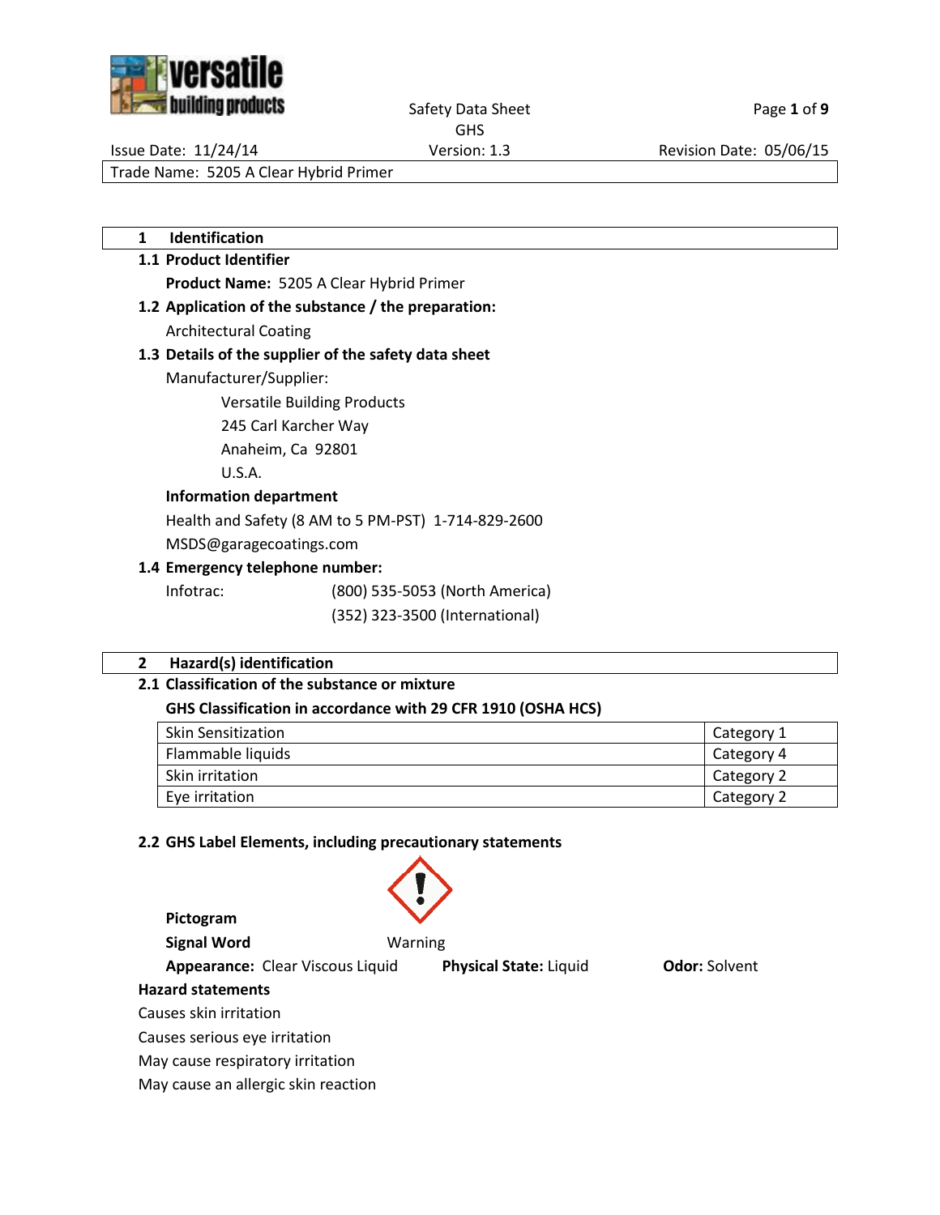Safety Data Sheet
GHS

Issue Date: 11/24/14 | Version: 1.3 | Revision Date: 05/06/15

Trade Name: 5205 A Clear Hybrid Primer

## 1 Identification

### 1.1 Product Identifier

**Product Name:** 5205 A Clear Hybrid Primer

### 1.2 Application of the substance / the preparation:

Architectural Coating

### 1.3 Details of the supplier of the safety data sheet

Manufacturer/Supplier:

Versatile Building Products
245 Carl Karcher Way
Anaheim, Ca 92801
U.S.A.

**Information department**

Health and Safety (8 AM to 5 PM-PST) 1-714-829-2600

MSDS@garagecoatings.com

### 1.4 Emergency telephone number:

Infotrac: (800) 535-5053 (North America)
(352) 323-3500 (International)

## 2 Hazard(s) identification

### 2.1 Classification of the substance or mixture

**GHS Classification in accordance with 29 CFR 1910 (OSHA HCS)**

| | |
|---|---|
| Skin Sensitization | Category 1 |
| Flammable liquids | Category 4 |
| Skin irritation | Category 2 |
| Eye irritation | Category 2 |

### 2.2 GHS Label Elements, including precautionary statements

**Pictogram**

**Signal Word** Warning

**Appearance:** Clear Viscous Liquid **Physical State:** Liquid **Odor:** Solvent

**Hazard statements**

Causes skin irritation

Causes serious eye irritation

May cause respiratory irritation

May cause an allergic skin reaction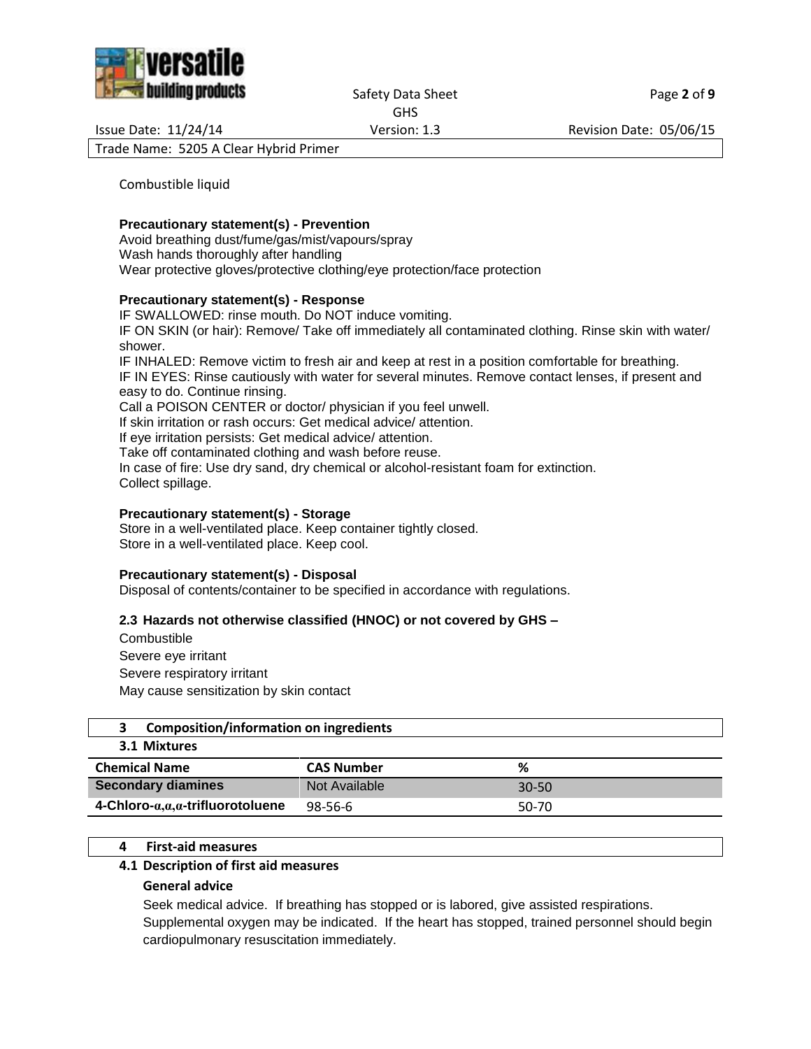Combustible liquid

**Precautionary statement(s) - Prevention**

Avoid breathing dust/fume/gas/mist/vapours/spray
Wash hands thoroughly after handling
Wear protective gloves/protective clothing/eye protection/face protection

**Precautionary statement(s) - Response**

IF SWALLOWED: rinse mouth. Do NOT induce vomiting.
IF ON SKIN (or hair): Remove/ Take off immediately all contaminated clothing. Rinse skin with water/ shower.
IF INHALED: Remove victim to fresh air and keep at rest in a position comfortable for breathing.
IF IN EYES: Rinse cautiously with water for several minutes. Remove contact lenses, if present and easy to do. Continue rinsing.
Call a POISON CENTER or doctor/ physician if you feel unwell.
If skin irritation or rash occurs: Get medical advice/ attention.
If eye irritation persists: Get medical advice/ attention.
Take off contaminated clothing and wash before reuse.
In case of fire: Use dry sand, dry chemical or alcohol-resistant foam for extinction.
Collect spillage.

**Precautionary statement(s) - Storage**

Store in a well-ventilated place. Keep container tightly closed.
Store in a well-ventilated place. Keep cool.

**Precautionary statement(s) - Disposal**

Disposal of contents/container to be specified in accordance with regulations.

### 2.3 Hazards not otherwise classified (HNOC) or not covered by GHS –

Combustible
Severe eye irritant
Severe respiratory irritant
May cause sensitization by skin contact

## 3 Composition/information on ingredients

### 3.1 Mixtures

| Chemical Name | CAS Number | % |
|---|---|---|
| **Secondary diamines** | Not Available | 30-50 |
| **4-Chloro-α,α,α-trifluorotoluene** | 98-56-6 | 50-70 |

## 4 First-aid measures

### 4.1 Description of first aid measures

**General advice**

Seek medical advice. If breathing has stopped or is labored, give assisted respirations. Supplemental oxygen may be indicated. If the heart has stopped, trained personnel should begin cardiopulmonary resuscitation immediately.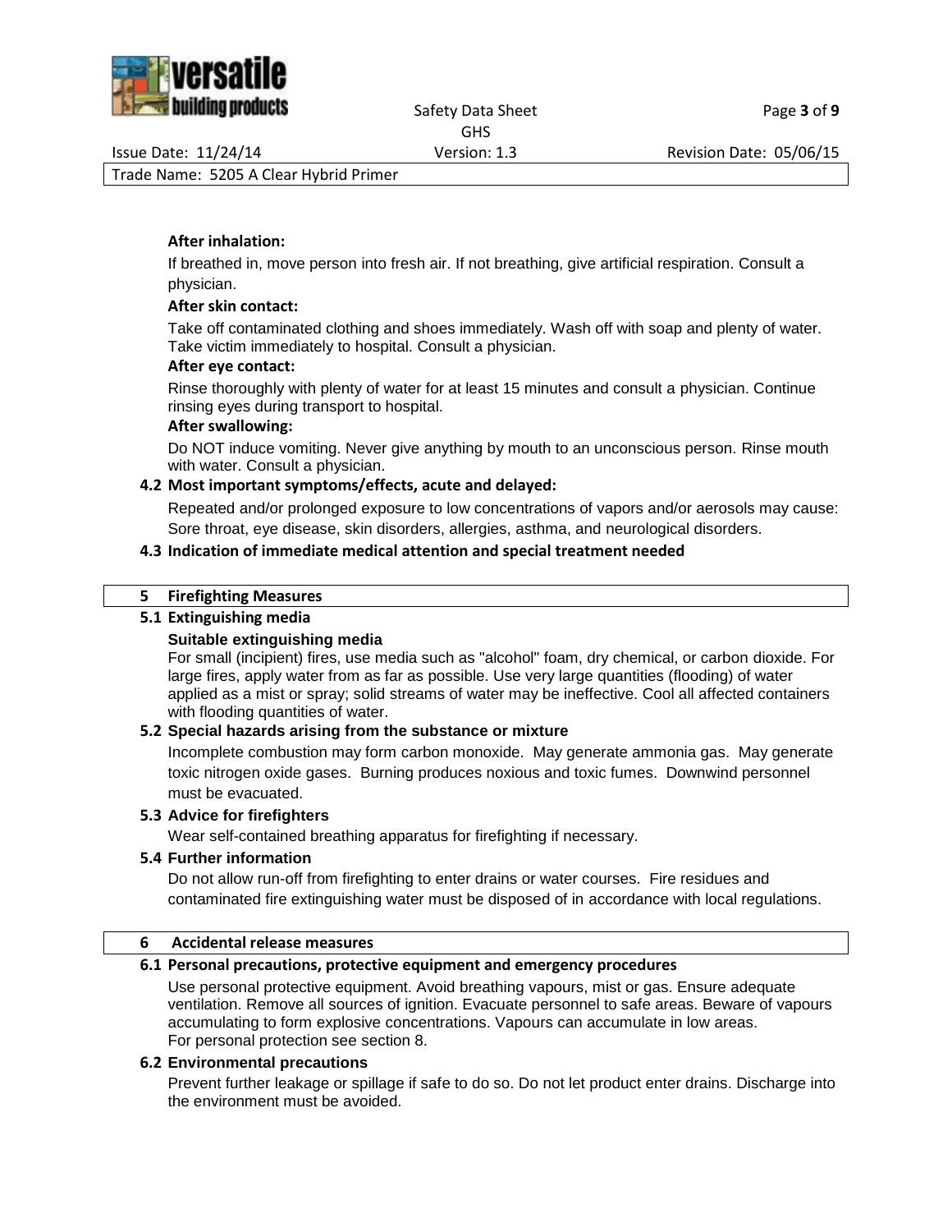**After inhalation:**

If breathed in, move person into fresh air. If not breathing, give artificial respiration. Consult a physician.

**After skin contact:**

Take off contaminated clothing and shoes immediately. Wash off with soap and plenty of water. Take victim immediately to hospital. Consult a physician.

**After eye contact:**

Rinse thoroughly with plenty of water for at least 15 minutes and consult a physician. Continue rinsing eyes during transport to hospital.

**After swallowing:**

Do NOT induce vomiting. Never give anything by mouth to an unconscious person. Rinse mouth with water. Consult a physician.

### 4.2 Most important symptoms/effects, acute and delayed:

Repeated and/or prolonged exposure to low concentrations of vapors and/or aerosols may cause: Sore throat, eye disease, skin disorders, allergies, asthma, and neurological disorders.

### 4.3 Indication of immediate medical attention and special treatment needed

## 5 Firefighting Measures

### 5.1 Extinguishing media

**Suitable extinguishing media**

For small (incipient) fires, use media such as "alcohol" foam, dry chemical, or carbon dioxide. For large fires, apply water from as far as possible. Use very large quantities (flooding) of water applied as a mist or spray; solid streams of water may be ineffective. Cool all affected containers with flooding quantities of water.

### 5.2 Special hazards arising from the substance or mixture

Incomplete combustion may form carbon monoxide. May generate ammonia gas. May generate toxic nitrogen oxide gases. Burning produces noxious and toxic fumes. Downwind personnel must be evacuated.

### 5.3 Advice for firefighters

Wear self-contained breathing apparatus for firefighting if necessary.

### 5.4 Further information

Do not allow run-off from firefighting to enter drains or water courses. Fire residues and contaminated fire extinguishing water must be disposed of in accordance with local regulations.

## 6 Accidental release measures

### 6.1 Personal precautions, protective equipment and emergency procedures

Use personal protective equipment. Avoid breathing vapours, mist or gas. Ensure adequate ventilation. Remove all sources of ignition. Evacuate personnel to safe areas. Beware of vapours accumulating to form explosive concentrations. Vapours can accumulate in low areas.
For personal protection see section 8.

### 6.2 Environmental precautions

Prevent further leakage or spillage if safe to do so. Do not let product enter drains. Discharge into the environment must be avoided.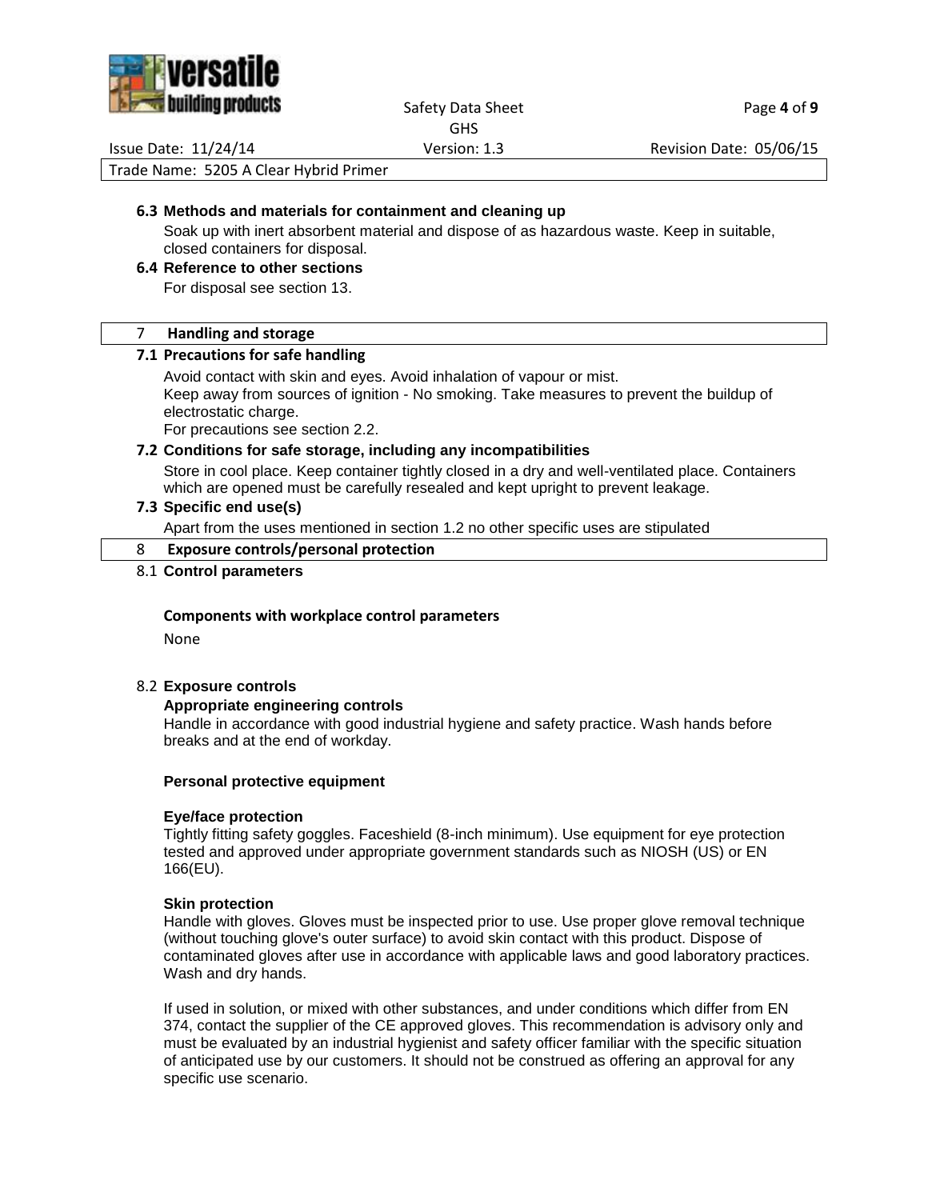### 6.3 Methods and materials for containment and cleaning up

Soak up with inert absorbent material and dispose of as hazardous waste. Keep in suitable, closed containers for disposal.

### 6.4 Reference to other sections

For disposal see section 13.

## 7 Handling and storage

### 7.1 Precautions for safe handling

Avoid contact with skin and eyes. Avoid inhalation of vapour or mist.
Keep away from sources of ignition - No smoking. Take measures to prevent the buildup of electrostatic charge.
For precautions see section 2.2.

### 7.2 Conditions for safe storage, including any incompatibilities

Store in cool place. Keep container tightly closed in a dry and well-ventilated place. Containers which are opened must be carefully resealed and kept upright to prevent leakage.

### 7.3 Specific end use(s)

Apart from the uses mentioned in section 1.2 no other specific uses are stipulated

## 8 Exposure controls/personal protection

### 8.1 Control parameters

**Components with workplace control parameters**

None

### 8.2 Exposure controls

**Appropriate engineering controls**

Handle in accordance with good industrial hygiene and safety practice. Wash hands before breaks and at the end of workday.

**Personal protective equipment**

**Eye/face protection**

Tightly fitting safety goggles. Faceshield (8-inch minimum). Use equipment for eye protection tested and approved under appropriate government standards such as NIOSH (US) or EN 166(EU).

**Skin protection**

Handle with gloves. Gloves must be inspected prior to use. Use proper glove removal technique (without touching glove's outer surface) to avoid skin contact with this product. Dispose of contaminated gloves after use in accordance with applicable laws and good laboratory practices. Wash and dry hands.

If used in solution, or mixed with other substances, and under conditions which differ from EN 374, contact the supplier of the CE approved gloves. This recommendation is advisory only and must be evaluated by an industrial hygienist and safety officer familiar with the specific situation of anticipated use by our customers. It should not be construed as offering an approval for any specific use scenario.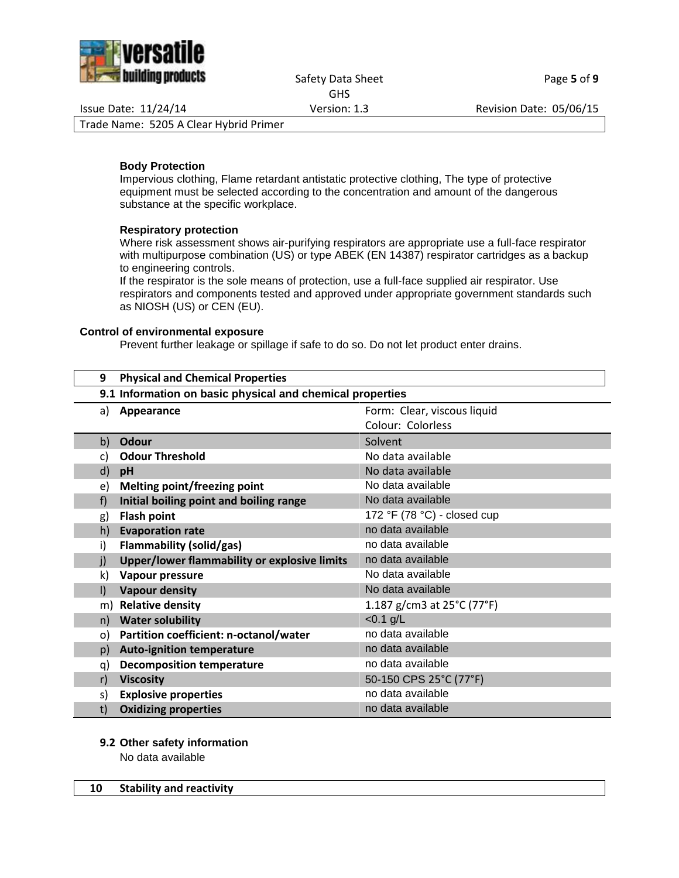**Body Protection**

Impervious clothing, Flame retardant antistatic protective clothing, The type of protective equipment must be selected according to the concentration and amount of the dangerous substance at the specific workplace.

**Respiratory protection**

Where risk assessment shows air-purifying respirators are appropriate use a full-face respirator with multipurpose combination (US) or type ABEK (EN 14387) respirator cartridges as a backup to engineering controls.
If the respirator is the sole means of protection, use a full-face supplied air respirator. Use respirators and components tested and approved under appropriate government standards such as NIOSH (US) or CEN (EU).

**Control of environmental exposure**

Prevent further leakage or spillage if safe to do so. Do not let product enter drains.

## 9 Physical and Chemical Properties

### 9.1 Information on basic physical and chemical properties

| | Property | Value |
|---|---|---|
| a) | **Appearance** | Form: Clear, viscous liquid<br>Colour: Colorless |
| b) | **Odour** | Solvent |
| c) | **Odour Threshold** | No data available |
| d) | **pH** | No data available |
| e) | **Melting point/freezing point** | No data available |
| f) | **Initial boiling point and boiling range** | No data available |
| g) | **Flash point** | 172 °F (78 °C) - closed cup |
| h) | **Evaporation rate** | no data available |
| i) | **Flammability (solid/gas)** | no data available |
| j) | **Upper/lower flammability or explosive limits** | no data available |
| k) | **Vapour pressure** | No data available |
| l) | **Vapour density** | No data available |
| m) | **Relative density** | 1.187 g/cm3 at 25°C (77°F) |
| n) | **Water solubility** | <0.1 g/L |
| o) | **Partition coefficient: n-octanol/water** | no data available |
| p) | **Auto-ignition temperature** | no data available |
| q) | **Decomposition temperature** | no data available |
| r) | **Viscosity** | 50-150 CPS 25°C (77°F) |
| s) | **Explosive properties** | no data available |
| t) | **Oxidizing properties** | no data available |

### 9.2 Other safety information

No data available

## 10 Stability and reactivity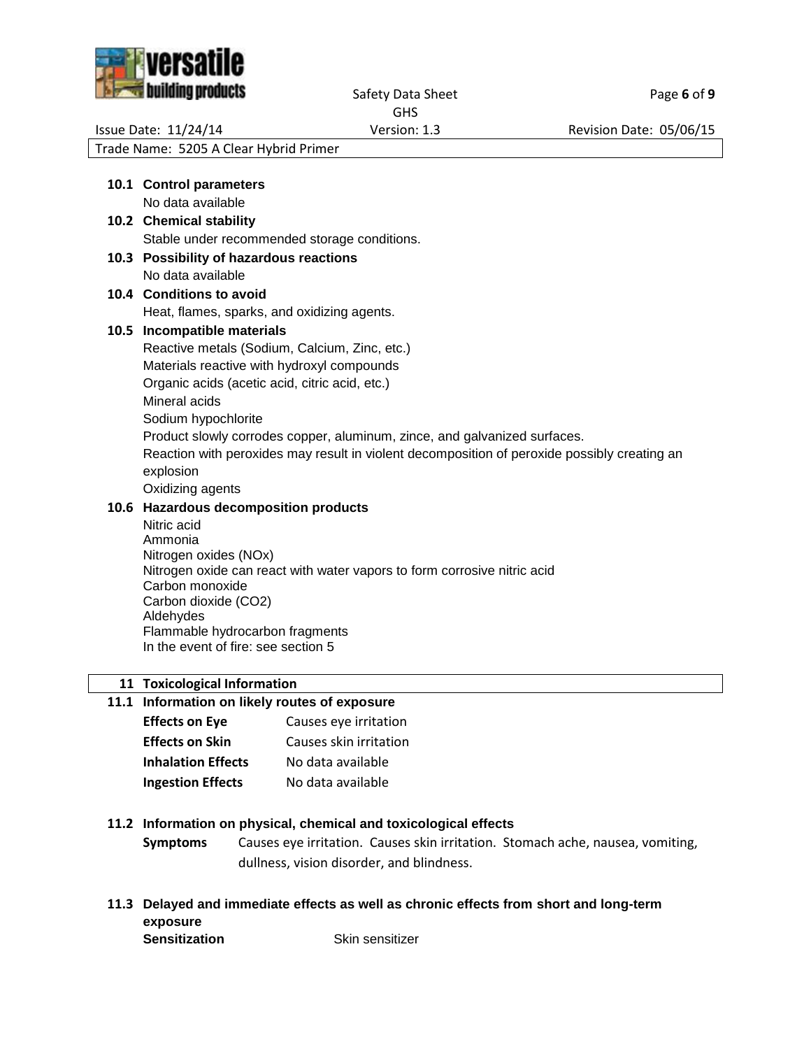**10.1 Control parameters**

No data available

**10.2 Chemical stability**

Stable under recommended storage conditions.

**10.3 Possibility of hazardous reactions**

No data available

**10.4 Conditions to avoid**

Heat, flames, sparks, and oxidizing agents.

**10.5 Incompatible materials**

Reactive metals (Sodium, Calcium, Zinc, etc.)
Materials reactive with hydroxyl compounds
Organic acids (acetic acid, citric acid, etc.)
Mineral acids
Sodium hypochlorite
Product slowly corrodes copper, aluminum, zince, and galvanized surfaces.
Reaction with peroxides may result in violent decomposition of peroxide possibly creating an explosion
Oxidizing agents

**10.6 Hazardous decomposition products**

Nitric acid
Ammonia
Nitrogen oxides (NOx)
Nitrogen oxide can react with water vapors to form corrosive nitric acid
Carbon monoxide
Carbon dioxide ($CO_2$)
Aldehydes
Flammable hydrocarbon fragments
In the event of fire: see section 5

## 11 Toxicological Information

**11.1 Information on likely routes of exposure**

| | |
|---|---|
| **Effects on Eye** | Causes eye irritation |
| **Effects on Skin** | Causes skin irritation |
| **Inhalation Effects** | No data available |
| **Ingestion Effects** | No data available |

**11.2 Information on physical, chemical and toxicological effects**

**Symptoms** Causes eye irritation. Causes skin irritation. Stomach ache, nausea, vomiting, dullness, vision disorder, and blindness.

**11.3 Delayed and immediate effects as well as chronic effects from short and long-term exposure**

**Sensitization** Skin sensitizer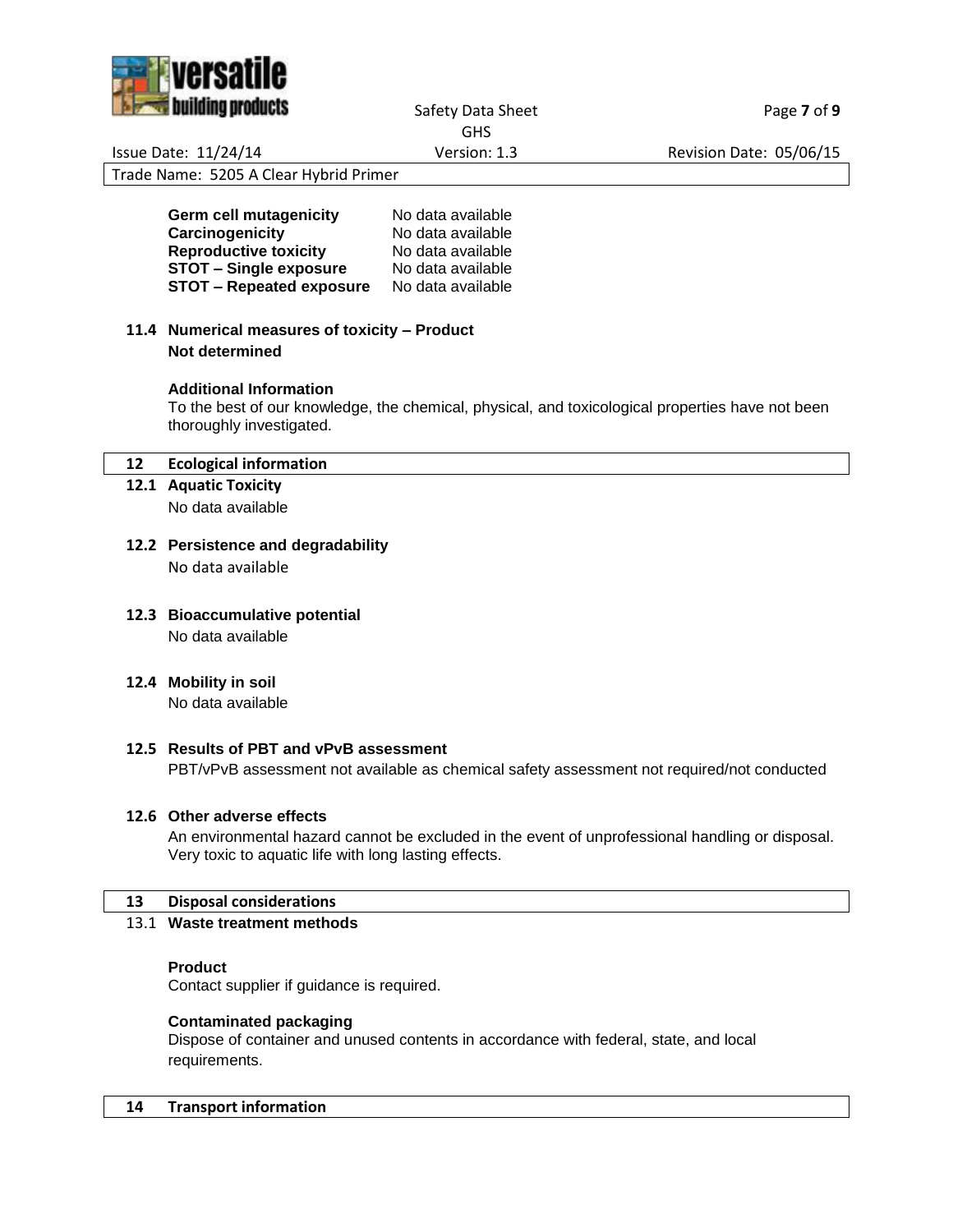| | |
|---|---|
| **Germ cell mutagenicity** | No data available |
| **Carcinogenicity** | No data available |
| **Reproductive toxicity** | No data available |
| **STOT – Single exposure** | No data available |
| **STOT – Repeated exposure** | No data available |

### 11.4 Numerical measures of toxicity – Product

**Not determined**

**Additional Information**

To the best of our knowledge, the chemical, physical, and toxicological properties have not been thoroughly investigated.

## 12 Ecological information

### 12.1 Aquatic Toxicity

No data available

### 12.2 Persistence and degradability

No data available

### 12.3 Bioaccumulative potential

No data available

### 12.4 Mobility in soil

No data available

### 12.5 Results of PBT and vPvB assessment

PBT/vPvB assessment not available as chemical safety assessment not required/not conducted

### 12.6 Other adverse effects

An environmental hazard cannot be excluded in the event of unprofessional handling or disposal. Very toxic to aquatic life with long lasting effects.

## 13 Disposal considerations

### 13.1 Waste treatment methods

**Product**

Contact supplier if guidance is required.

**Contaminated packaging**

Dispose of container and unused contents in accordance with federal, state, and local requirements.

## 14 Transport information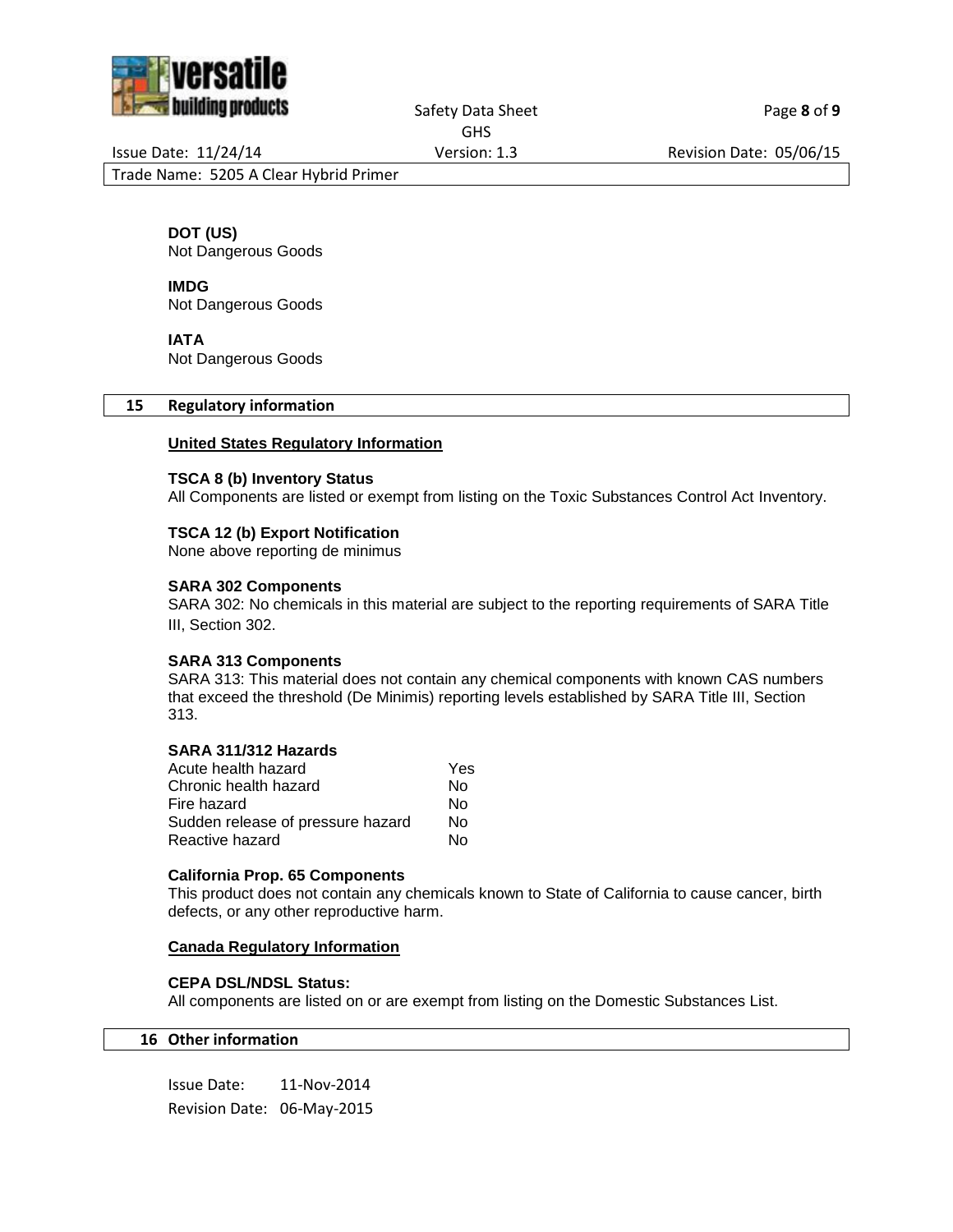**DOT (US)**
Not Dangerous Goods

**IMDG**
Not Dangerous Goods

**IATA**
Not Dangerous Goods

## 15 Regulatory information

### United States Regulatory Information

**TSCA 8 (b) Inventory Status**
All Components are listed or exempt from listing on the Toxic Substances Control Act Inventory.

**TSCA 12 (b) Export Notification**
None above reporting de minimus

**SARA 302 Components**
SARA 302: No chemicals in this material are subject to the reporting requirements of SARA Title III, Section 302.

**SARA 313 Components**
SARA 313: This material does not contain any chemical components with known CAS numbers that exceed the threshold (De Minimis) reporting levels established by SARA Title III, Section 313.

**SARA 311/312 Hazards**

| | |
|---|---|
| Acute health hazard | Yes |
| Chronic health hazard | No |
| Fire hazard | No |
| Sudden release of pressure hazard | No |
| Reactive hazard | No |

**California Prop. 65 Components**
This product does not contain any chemicals known to State of California to cause cancer, birth defects, or any other reproductive harm.

### Canada Regulatory Information

**CEPA DSL/NDSL Status:**
All components are listed on or are exempt from listing on the Domestic Substances List.

## 16 Other information

Issue Date: 11-Nov-2014
Revision Date: 06-May-2015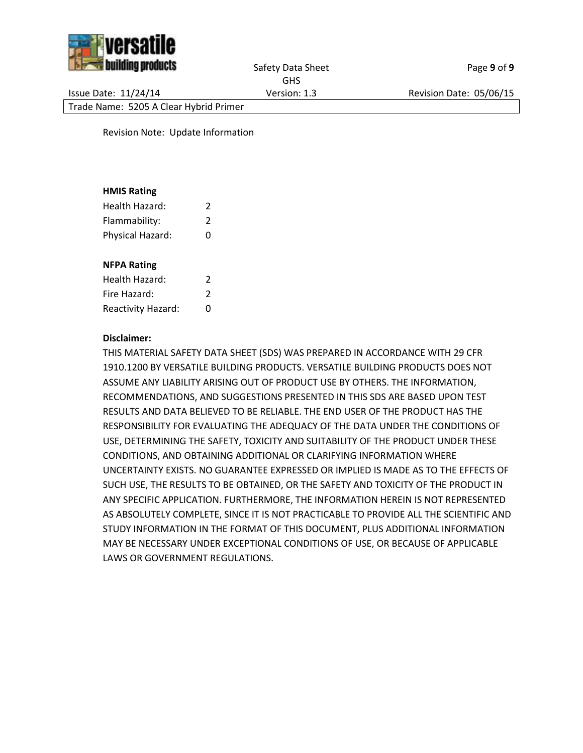Revision Note: Update Information

**HMIS Rating**

| | |
|---|---|
| Health Hazard: | 2 |
| Flammability: | 2 |
| Physical Hazard: | 0 |

**NFPA Rating**

| | |
|---|---|
| Health Hazard: | 2 |
| Fire Hazard: | 2 |
| Reactivity Hazard: | 0 |

**Disclaimer:**

THIS MATERIAL SAFETY DATA SHEET (SDS) WAS PREPARED IN ACCORDANCE WITH 29 CFR 1910.1200 BY VERSATILE BUILDING PRODUCTS. VERSATILE BUILDING PRODUCTS DOES NOT ASSUME ANY LIABILITY ARISING OUT OF PRODUCT USE BY OTHERS. THE INFORMATION, RECOMMENDATIONS, AND SUGGESTIONS PRESENTED IN THIS SDS ARE BASED UPON TEST RESULTS AND DATA BELIEVED TO BE RELIABLE. THE END USER OF THE PRODUCT HAS THE RESPONSIBILITY FOR EVALUATING THE ADEQUACY OF THE DATA UNDER THE CONDITIONS OF USE, DETERMINING THE SAFETY, TOXICITY AND SUITABILITY OF THE PRODUCT UNDER THESE CONDITIONS, AND OBTAINING ADDITIONAL OR CLARIFYING INFORMATION WHERE UNCERTAINTY EXISTS. NO GUARANTEE EXPRESSED OR IMPLIED IS MADE AS TO THE EFFECTS OF SUCH USE, THE RESULTS TO BE OBTAINED, OR THE SAFETY AND TOXICITY OF THE PRODUCT IN ANY SPECIFIC APPLICATION. FURTHERMORE, THE INFORMATION HEREIN IS NOT REPRESENTED AS ABSOLUTELY COMPLETE, SINCE IT IS NOT PRACTICABLE TO PROVIDE ALL THE SCIENTIFIC AND STUDY INFORMATION IN THE FORMAT OF THIS DOCUMENT, PLUS ADDITIONAL INFORMATION MAY BE NECESSARY UNDER EXCEPTIONAL CONDITIONS OF USE, OR BECAUSE OF APPLICABLE LAWS OR GOVERNMENT REGULATIONS.